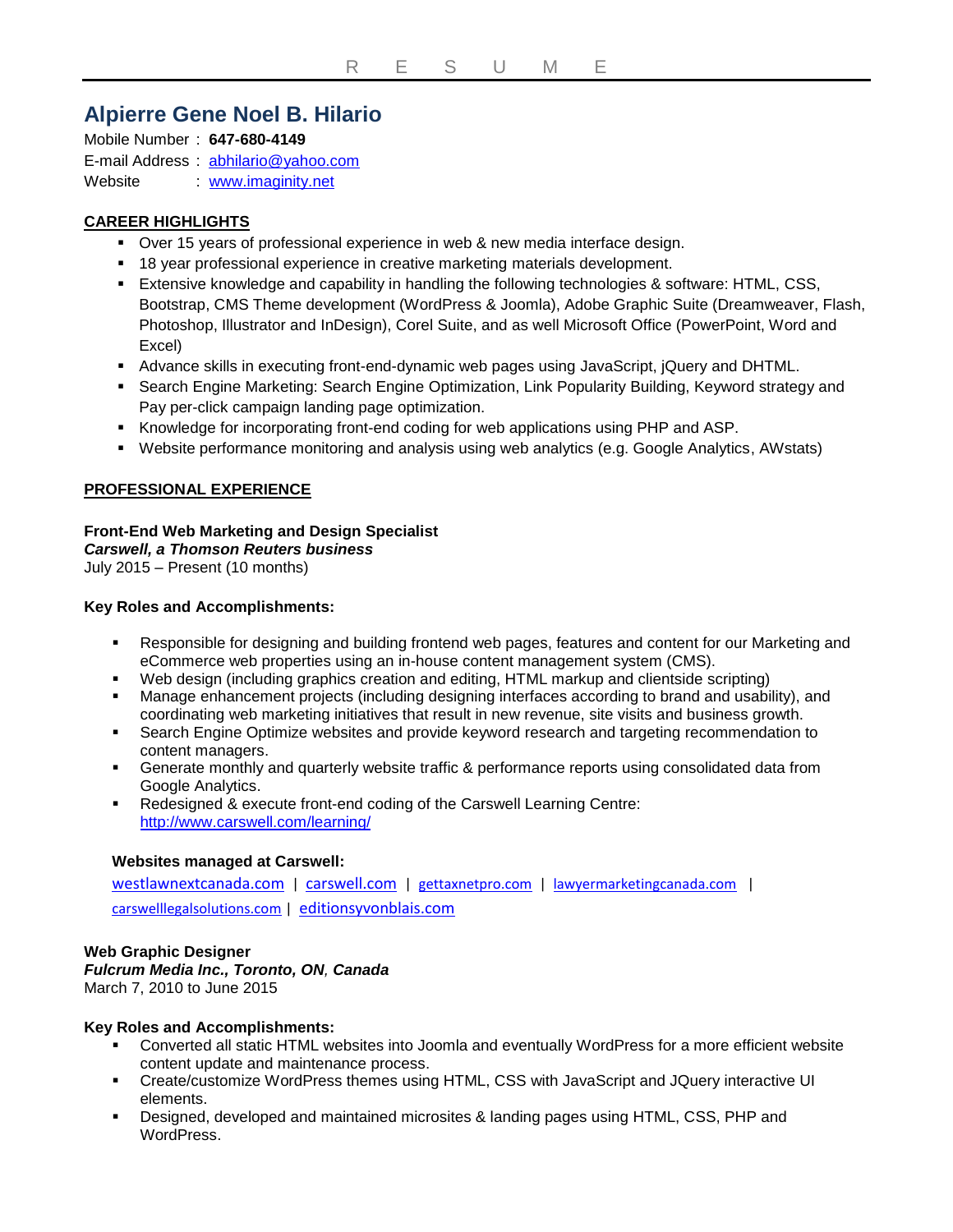R E S U M E

# Alpierre Gene Noel B. Hilario

Mobile Number : **647-680-4149**
E-mail Address : abhilario@yahoo.com
Website : www.imaginity.net

## CAREER HIGHLIGHTS

- Over 15 years of professional experience in web & new media interface design.
- 18 year professional experience in creative marketing materials development.
- Extensive knowledge and capability in handling the following technologies & software: HTML, CSS, Bootstrap, CMS Theme development (WordPress & Joomla), Adobe Graphic Suite (Dreamweaver, Flash, Photoshop, Illustrator and InDesign), Corel Suite, and as well Microsoft Office (PowerPoint, Word and Excel)
- Advance skills in executing front-end-dynamic web pages using JavaScript, jQuery and DHTML.
- Search Engine Marketing: Search Engine Optimization, Link Popularity Building, Keyword strategy and Pay per-click campaign landing page optimization.
- Knowledge for incorporating front-end coding for web applications using PHP and ASP.
- Website performance monitoring and analysis using web analytics (e.g. Google Analytics, AWstats)

## PROFESSIONAL EXPERIENCE

**Front-End Web Marketing and Design Specialist**
***Carswell, a Thomson Reuters business***
July 2015 – Present (10 months)

**Key Roles and Accomplishments:**

- Responsible for designing and building frontend web pages, features and content for our Marketing and eCommerce web properties using an in-house content management system (CMS).
- Web design (including graphics creation and editing, HTML markup and clientside scripting)
- Manage enhancement projects (including designing interfaces according to brand and usability), and coordinating web marketing initiatives that result in new revenue, site visits and business growth.
- Search Engine Optimize websites and provide keyword research and targeting recommendation to content managers.
- Generate monthly and quarterly website traffic & performance reports using consolidated data from Google Analytics.
- Redesigned & execute front-end coding of the Carswell Learning Centre: http://www.carswell.com/learning/

**Websites managed at Carswell:**

westlawnextcanada.com | carswell.com | gettaxnetpro.com | lawyermarketingcanada.com | carswelllegalsolutions.com | editionsyvonblais.com

**Web Graphic Designer**
***Fulcrum Media Inc., Toronto, ON, Canada***
March 7, 2010 to June 2015

**Key Roles and Accomplishments:**

- Converted all static HTML websites into Joomla and eventually WordPress for a more efficient website content update and maintenance process.
- Create/customize WordPress themes using HTML, CSS with JavaScript and JQuery interactive UI elements.
- Designed, developed and maintained microsites & landing pages using HTML, CSS, PHP and WordPress.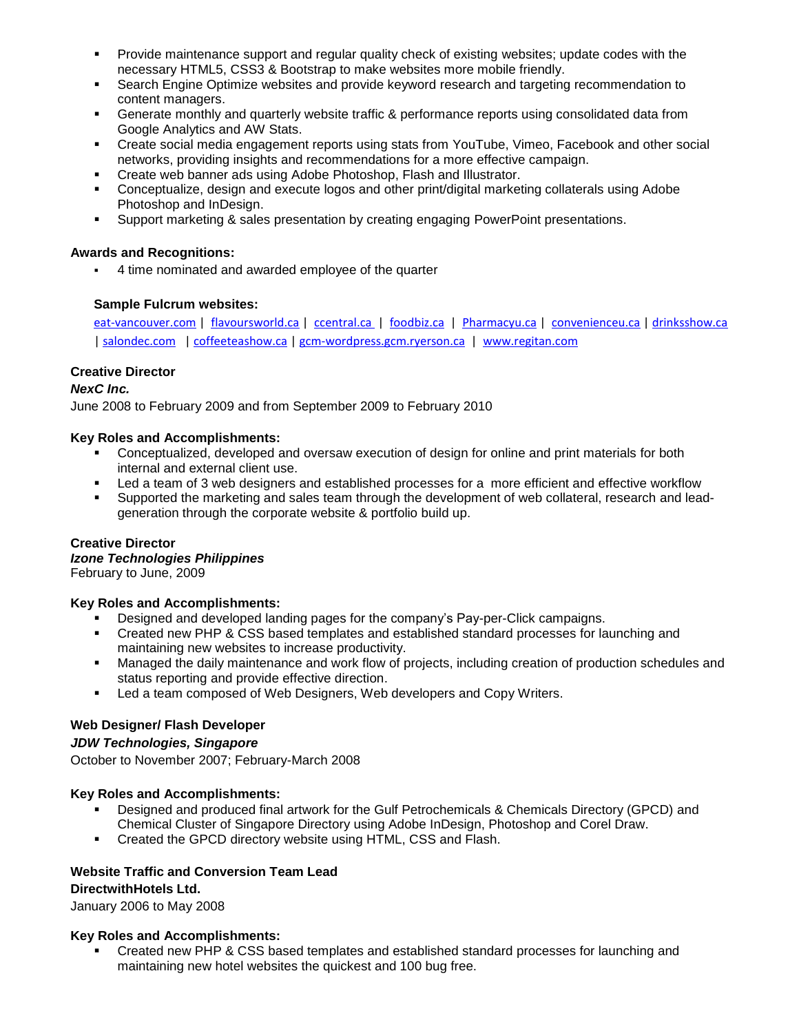- Provide maintenance support and regular quality check of existing websites; update codes with the necessary HTML5, CSS3 & Bootstrap to make websites more mobile friendly.
- Search Engine Optimize websites and provide keyword research and targeting recommendation to content managers.
- Generate monthly and quarterly website traffic & performance reports using consolidated data from Google Analytics and AW Stats.
- Create social media engagement reports using stats from YouTube, Vimeo, Facebook and other social networks, providing insights and recommendations for a more effective campaign.
- Create web banner ads using Adobe Photoshop, Flash and Illustrator.
- Conceptualize, design and execute logos and other print/digital marketing collaterals using Adobe Photoshop and InDesign.
- Support marketing & sales presentation by creating engaging PowerPoint presentations.

**Awards and Recognitions:**

- 4 time nominated and awarded employee of the quarter

**Sample Fulcrum websites:**

eat-vancouver.com | flavoursworld.ca | ccentral.ca | foodbiz.ca | Pharmacyu.ca | convenienceu.ca | drinksshow.ca | salondec.com | coffeeteashow.ca | gcm-wordpress.gcm.ryerson.ca | www.regitan.com

**Creative Director**

***NexC Inc.***

June 2008 to February 2009 and from September 2009 to February 2010

**Key Roles and Accomplishments:**

- Conceptualized, developed and oversaw execution of design for online and print materials for both internal and external client use.
- Led a team of 3 web designers and established processes for a more efficient and effective workflow
- Supported the marketing and sales team through the development of web collateral, research and lead-generation through the corporate website & portfolio build up.

**Creative Director**

***Izone Technologies Philippines***

February to June, 2009

**Key Roles and Accomplishments:**

- Designed and developed landing pages for the company's Pay-per-Click campaigns.
- Created new PHP & CSS based templates and established standard processes for launching and maintaining new websites to increase productivity.
- Managed the daily maintenance and work flow of projects, including creation of production schedules and status reporting and provide effective direction.
- Led a team composed of Web Designers, Web developers and Copy Writers.

**Web Designer/ Flash Developer**

***JDW Technologies, Singapore***

October to November 2007; February-March 2008

**Key Roles and Accomplishments:**

- Designed and produced final artwork for the Gulf Petrochemicals & Chemicals Directory (GPCD) and Chemical Cluster of Singapore Directory using Adobe InDesign, Photoshop and Corel Draw.
- Created the GPCD directory website using HTML, CSS and Flash.

**Website Traffic and Conversion Team Lead**

**DirectwithHotels Ltd.**

January 2006 to May 2008

**Key Roles and Accomplishments:**

- Created new PHP & CSS based templates and established standard processes for launching and maintaining new hotel websites the quickest and 100 bug free.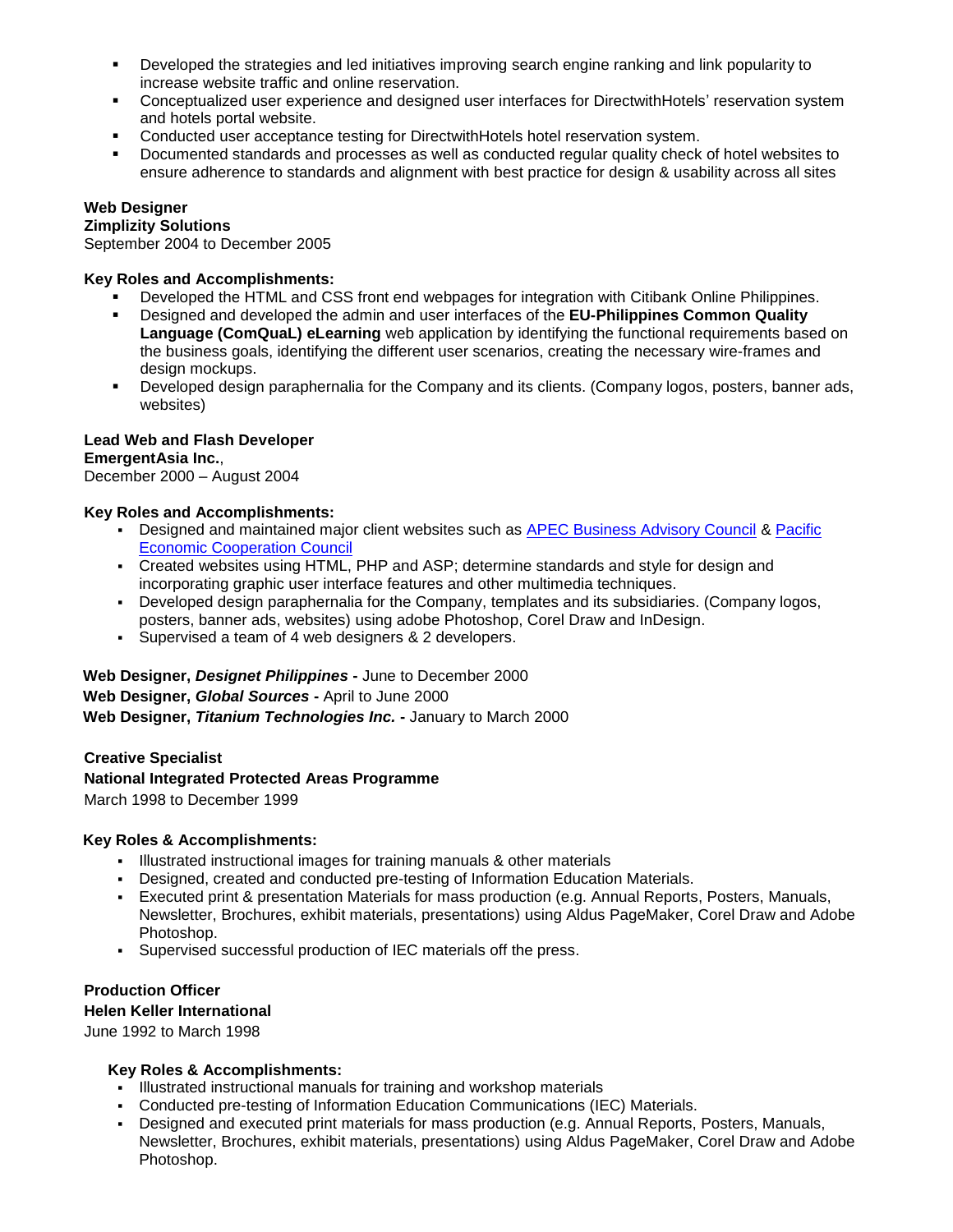- Developed the strategies and led initiatives improving search engine ranking and link popularity to increase website traffic and online reservation.
- Conceptualized user experience and designed user interfaces for DirectwithHotels' reservation system and hotels portal website.
- Conducted user acceptance testing for DirectwithHotels hotel reservation system.
- Documented standards and processes as well as conducted regular quality check of hotel websites to ensure adherence to standards and alignment with best practice for design & usability across all sites

**Web Designer**
**Zimplizity Solutions**
September 2004 to December 2005

**Key Roles and Accomplishments:**

- Developed the HTML and CSS front end webpages for integration with Citibank Online Philippines.
- Designed and developed the admin and user interfaces of the **EU-Philippines Common Quality Language (ComQuaL) eLearning** web application by identifying the functional requirements based on the business goals, identifying the different user scenarios, creating the necessary wire-frames and design mockups.
- Developed design paraphernalia for the Company and its clients. (Company logos, posters, banner ads, websites)

**Lead Web and Flash Developer**
**EmergentAsia Inc.**,
December 2000 – August 2004

**Key Roles and Accomplishments:**

- Designed and maintained major client websites such as APEC Business Advisory Council & Pacific Economic Cooperation Council
- Created websites using HTML, PHP and ASP; determine standards and style for design and incorporating graphic user interface features and other multimedia techniques.
- Developed design paraphernalia for the Company, templates and its subsidiaries. (Company logos, posters, banner ads, websites) using adobe Photoshop, Corel Draw and InDesign.
- Supervised a team of 4 web designers & 2 developers.

**Web Designer, *Designet Philippines* -** June to December 2000
**Web Designer, *Global Sources* -** April to June 2000
**Web Designer, *Titanium Technologies Inc.* -** January to March 2000

**Creative Specialist**
**National Integrated Protected Areas Programme**
March 1998 to December 1999

**Key Roles & Accomplishments:**

- Illustrated instructional images for training manuals & other materials
- Designed, created and conducted pre-testing of Information Education Materials.
- Executed print & presentation Materials for mass production (e.g. Annual Reports, Posters, Manuals, Newsletter, Brochures, exhibit materials, presentations) using Aldus PageMaker, Corel Draw and Adobe Photoshop.
- Supervised successful production of IEC materials off the press.

**Production Officer**
**Helen Keller International**
June 1992 to March 1998

**Key Roles & Accomplishments:**

- Illustrated instructional manuals for training and workshop materials
- Conducted pre-testing of Information Education Communications (IEC) Materials.
- Designed and executed print materials for mass production (e.g. Annual Reports, Posters, Manuals, Newsletter, Brochures, exhibit materials, presentations) using Aldus PageMaker, Corel Draw and Adobe Photoshop.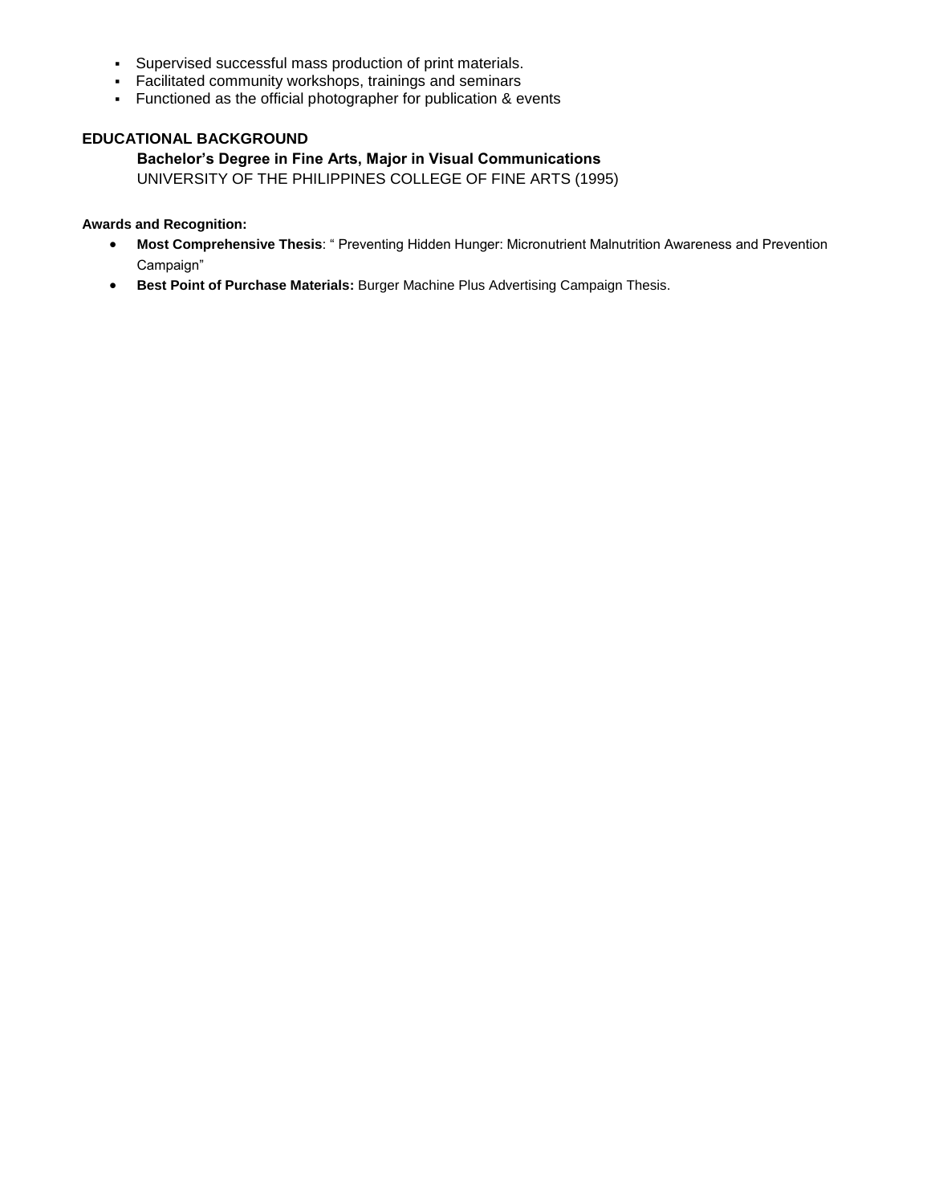- Supervised successful mass production of print materials.
- Facilitated community workshops, trainings and seminars
- Functioned as the official photographer for publication & events

## EDUCATIONAL BACKGROUND

**Bachelor's Degree in Fine Arts, Major in Visual Communications**
UNIVERSITY OF THE PHILIPPINES COLLEGE OF FINE ARTS (1995)

**Awards and Recognition:**

- **Most Comprehensive Thesis**: " Preventing Hidden Hunger: Micronutrient Malnutrition Awareness and Prevention Campaign"
- **Best Point of Purchase Materials:** Burger Machine Plus Advertising Campaign Thesis.